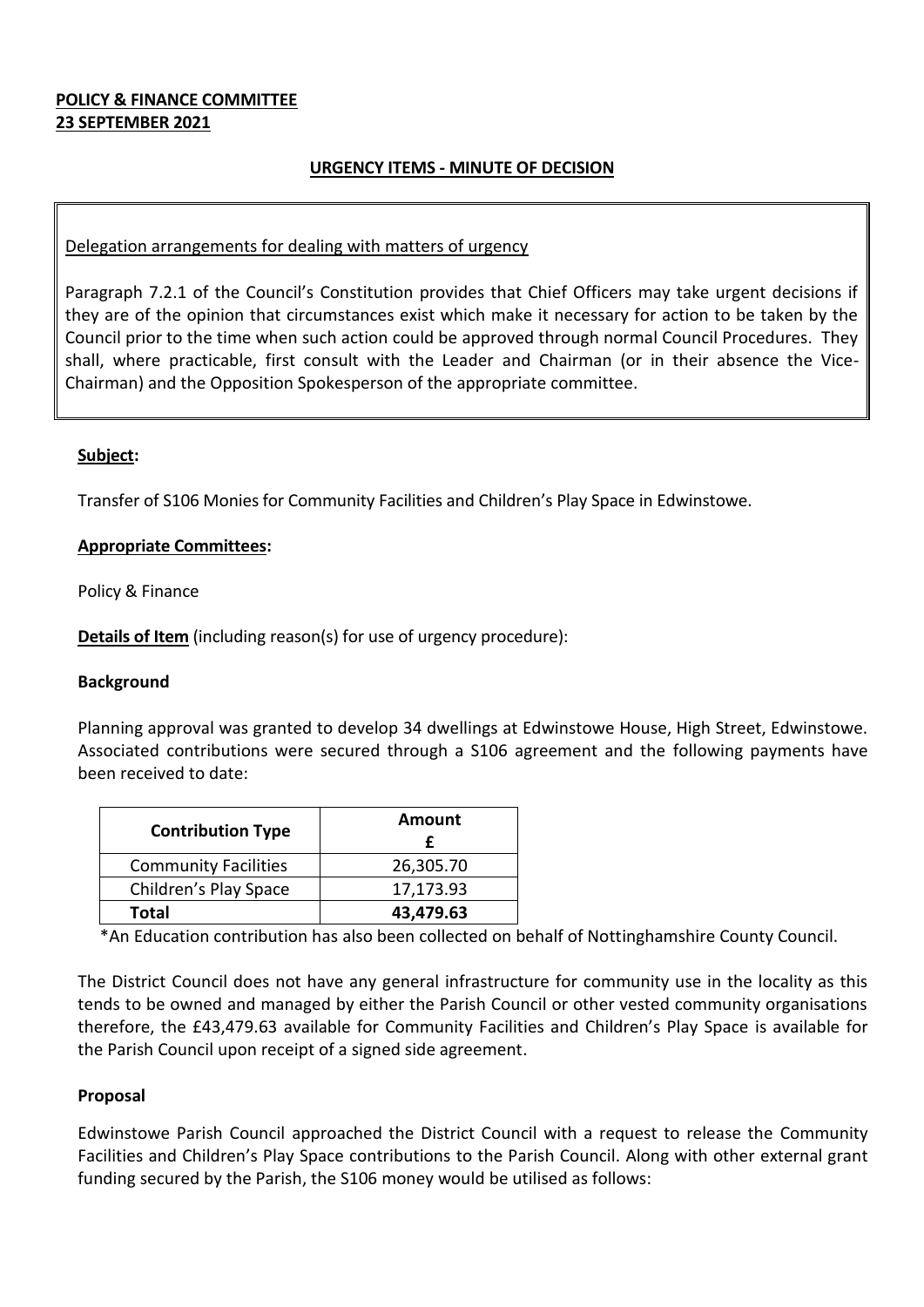**POLICY & FINANCE COMMITTEE**
**23 SEPTEMBER 2021**

**URGENCY ITEMS - MINUTE OF DECISION**

Delegation arrangements for dealing with matters of urgency

Paragraph 7.2.1 of the Council's Constitution provides that Chief Officers may take urgent decisions if they are of the opinion that circumstances exist which make it necessary for action to be taken by the Council prior to the time when such action could be approved through normal Council Procedures. They shall, where practicable, first consult with the Leader and Chairman (or in their absence the Vice-Chairman) and the Opposition Spokesperson of the appropriate committee.

**Subject:**

Transfer of S106 Monies for Community Facilities and Children's Play Space in Edwinstowe.

**Appropriate Committees:**

Policy & Finance

**Details of Item** (including reason(s) for use of urgency procedure):

**Background**

Planning approval was granted to develop 34 dwellings at Edwinstowe House, High Street, Edwinstowe. Associated contributions were secured through a S106 agreement and the following payments have been received to date:

| Contribution Type | Amount £ |
|---|---|
| Community Facilities | 26,305.70 |
| Children's Play Space | 17,173.93 |
| **Total** | **43,479.63** |

*An Education contribution has also been collected on behalf of Nottinghamshire County Council.

The District Council does not have any general infrastructure for community use in the locality as this tends to be owned and managed by either the Parish Council or other vested community organisations therefore, the £43,479.63 available for Community Facilities and Children's Play Space is available for the Parish Council upon receipt of a signed side agreement.

**Proposal**

Edwinstowe Parish Council approached the District Council with a request to release the Community Facilities and Children's Play Space contributions to the Parish Council. Along with other external grant funding secured by the Parish, the S106 money would be utilised as follows: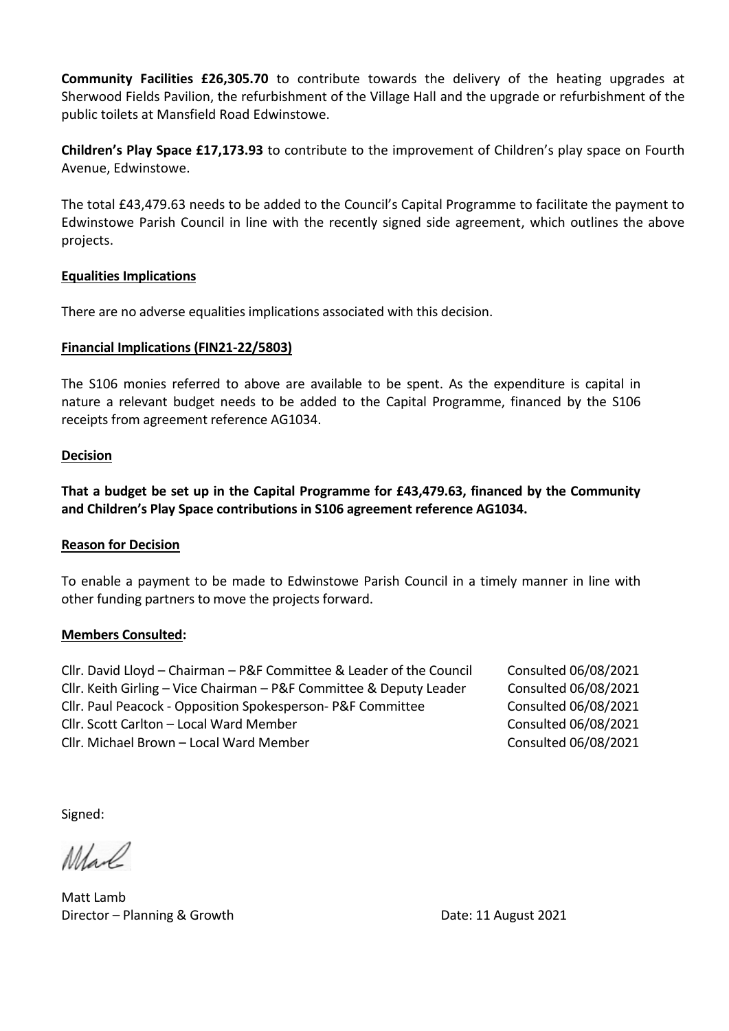**Community Facilities £26,305.70** to contribute towards the delivery of the heating upgrades at Sherwood Fields Pavilion, the refurbishment of the Village Hall and the upgrade or refurbishment of the public toilets at Mansfield Road Edwinstowe.

**Children's Play Space £17,173.93** to contribute to the improvement of Children's play space on Fourth Avenue, Edwinstowe.

The total £43,479.63 needs to be added to the Council's Capital Programme to facilitate the payment to Edwinstowe Parish Council in line with the recently signed side agreement, which outlines the above projects.

**Equalities Implications**

There are no adverse equalities implications associated with this decision.

**Financial Implications (FIN21-22/5803)**

The S106 monies referred to above are available to be spent. As the expenditure is capital in nature a relevant budget needs to be added to the Capital Programme, financed by the S106 receipts from agreement reference AG1034.

**Decision**

**That a budget be set up in the Capital Programme for £43,479.63, financed by the Community and Children's Play Space contributions in S106 agreement reference AG1034.**

**Reason for Decision**

To enable a payment to be made to Edwinstowe Parish Council in a timely manner in line with other funding partners to move the projects forward.

**Members Consulted:**

| | |
|---|---|
| Cllr. David Lloyd – Chairman – P&F Committee & Leader of the Council | Consulted 06/08/2021 |
| Cllr. Keith Girling – Vice Chairman – P&F Committee & Deputy Leader | Consulted 06/08/2021 |
| Cllr. Paul Peacock - Opposition Spokesperson- P&F Committee | Consulted 06/08/2021 |
| Cllr. Scott Carlton – Local Ward Member | Consulted 06/08/2021 |
| Cllr. Michael Brown – Local Ward Member | Consulted 06/08/2021 |

Signed:

Matt Lamb
Director – Planning & Growth

Date: 11 August 2021